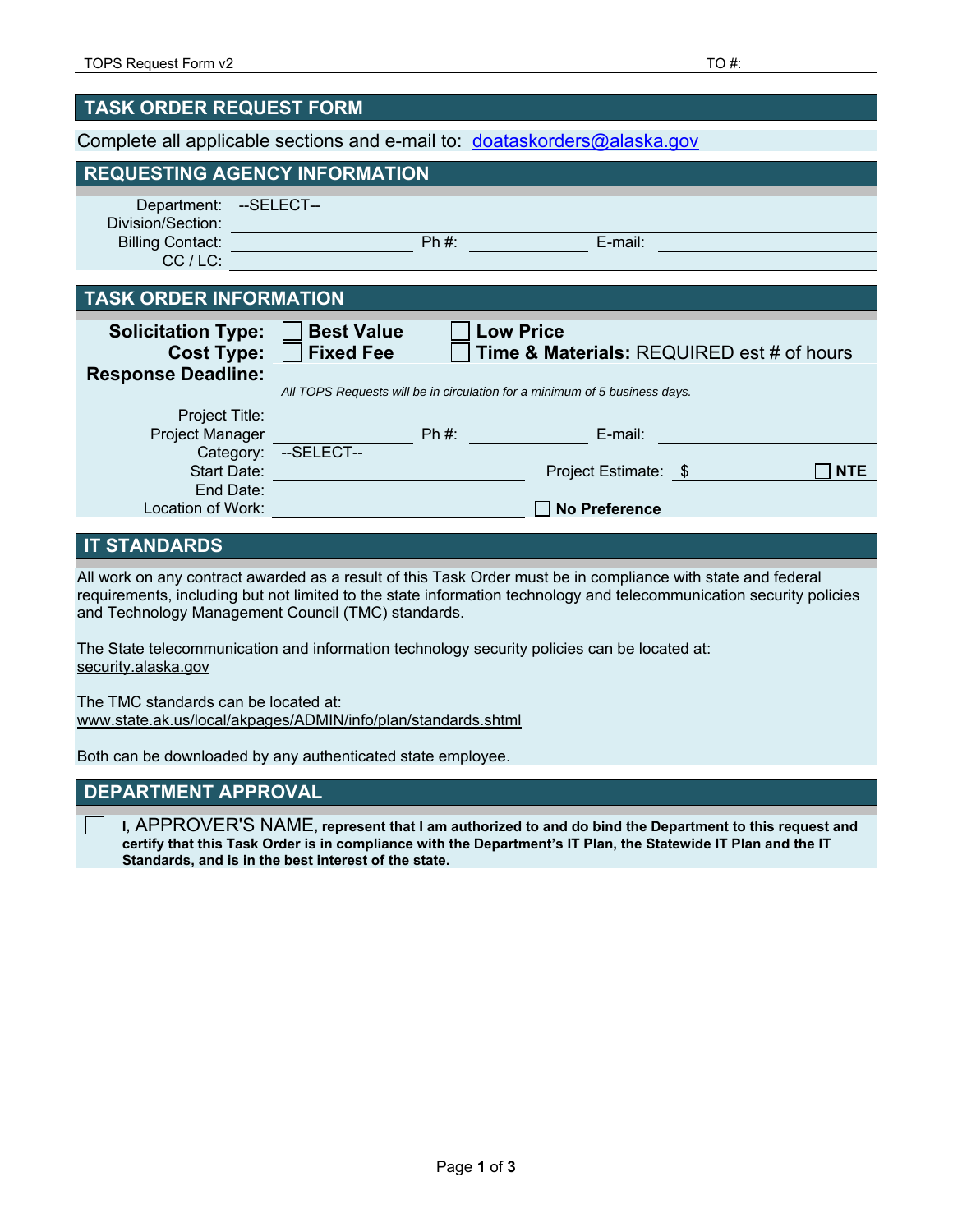TO #:

# TASK ORDER REQUEST FORM

Complete all applicable sections and e-mail to: doataskorders@alaska.gov

## REQUESTING AGENCY INFORMATION

Department: --SELECT--

Division/Section:

Billing Contact: Ph #: E-mail:

CC / LC:

## TASK ORDER INFORMATION

**Solicitation Type:** ☐ **Best Value** ☐ **Low Price**

**Cost Type:** ☐ **Fixed Fee** ☐ **Time & Materials:** REQUIRED est # of hours

**Response Deadline:**

*All TOPS Requests will be in circulation for a minimum of 5 business days.*

Project Title:

Project Manager Ph #: E-mail:

Category: --SELECT--

Start Date: Project Estimate: $ ☐ **NTE**

End Date:

Location of Work: ☐ **No Preference**

## IT STANDARDS

All work on any contract awarded as a result of this Task Order must be in compliance with state and federal requirements, including but not limited to the state information technology and telecommunication security policies and Technology Management Council (TMC) standards.

The State telecommunication and information technology security policies can be located at: security.alaska.gov

The TMC standards can be located at: www.state.ak.us/local/akpages/ADMIN/info/plan/standards.shtml

Both can be downloaded by any authenticated state employee.

## DEPARTMENT APPROVAL

☐ **I,** APPROVER'S NAME, **represent that I am authorized to and do bind the Department to this request and certify that this Task Order is in compliance with the Department's IT Plan, the Statewide IT Plan and the IT Standards, and is in the best interest of the state.**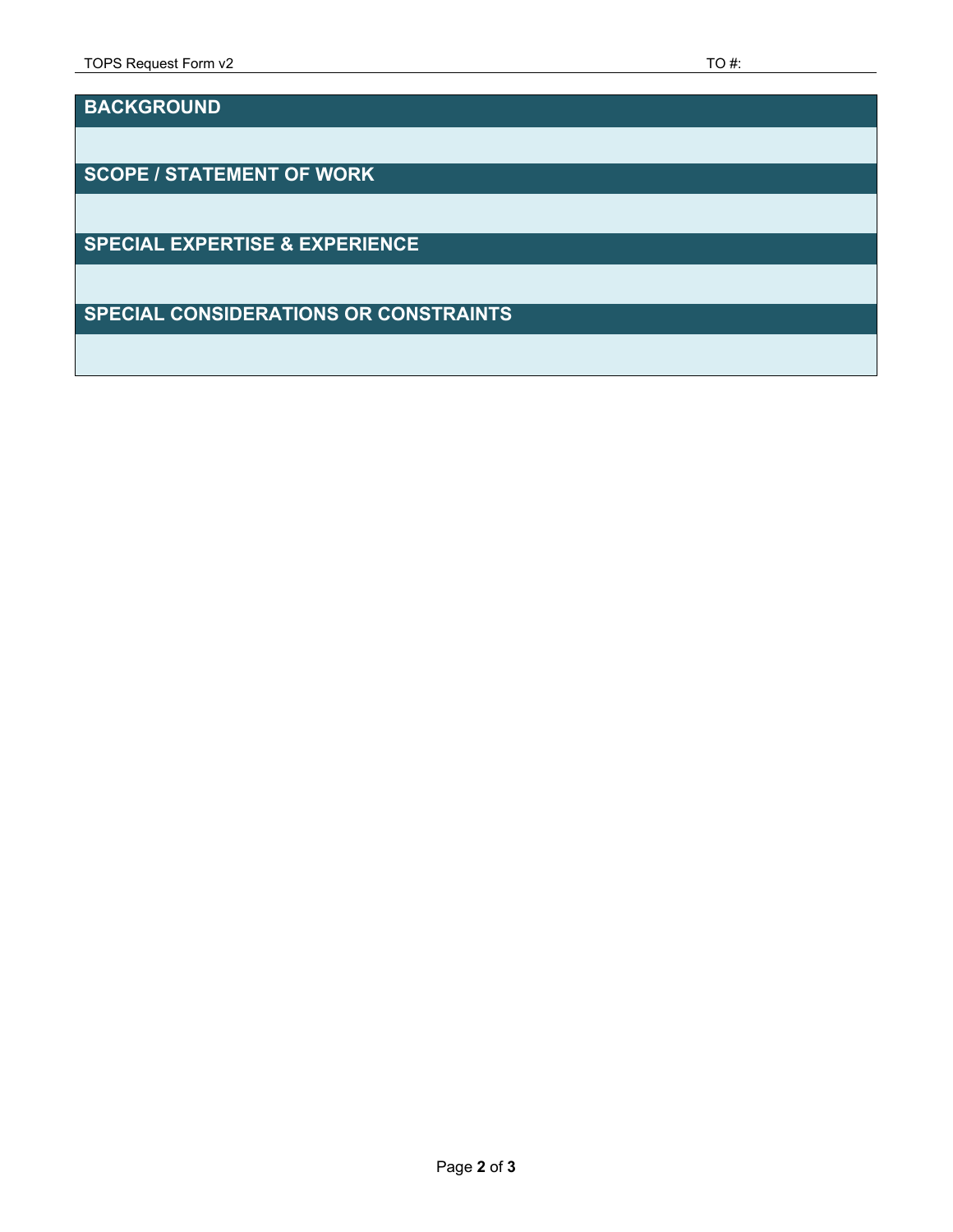## BACKGROUND

## SCOPE / STATEMENT OF WORK

## SPECIAL EXPERTISE & EXPERIENCE

## SPECIAL CONSIDERATIONS OR CONSTRAINTS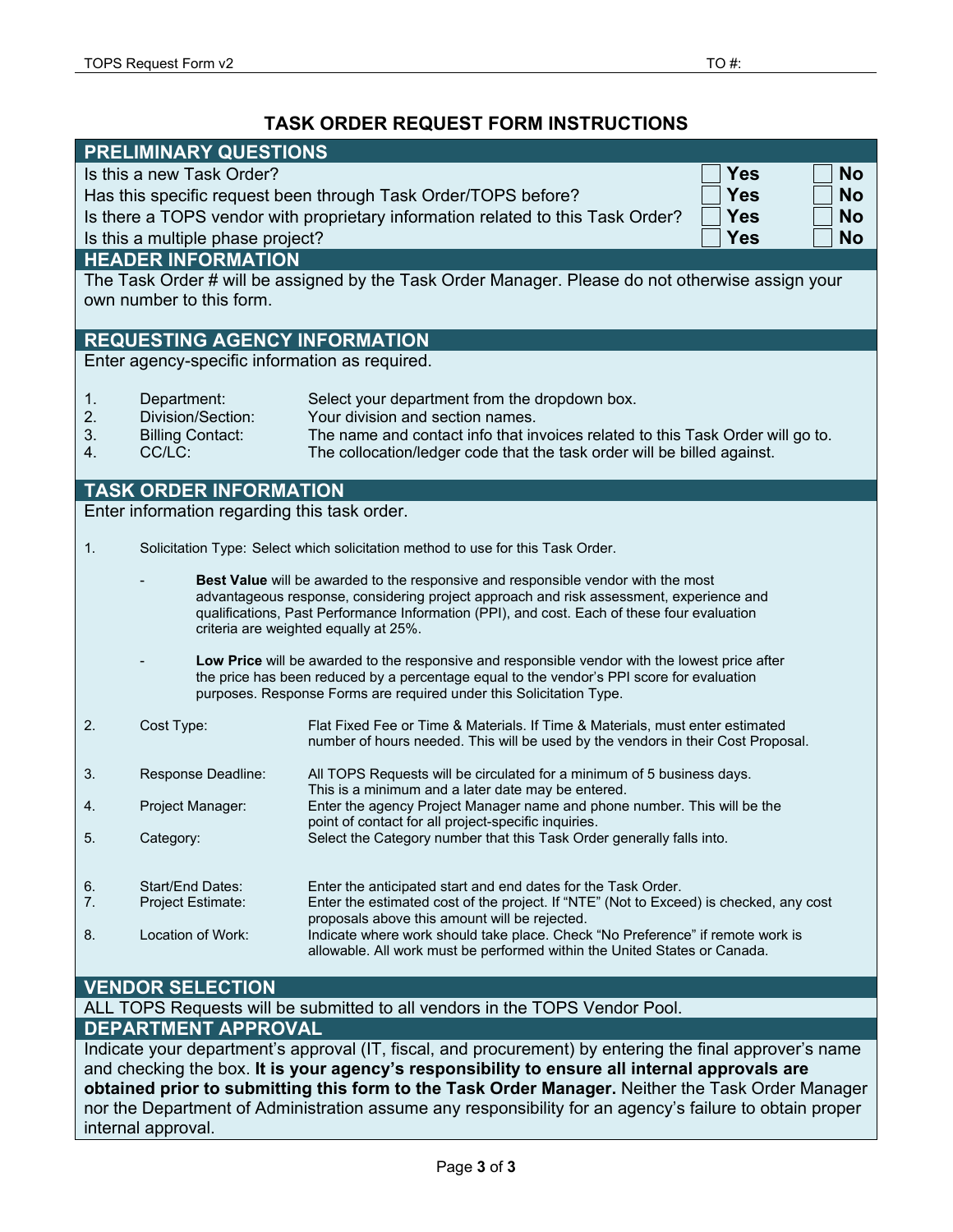# TASK ORDER REQUEST FORM INSTRUCTIONS

## PRELIMINARY QUESTIONS

| | | |
|---|---|---|
| Is this a new Task Order? | ☐ Yes | ☐ No |
| Has this specific request been through Task Order/TOPS before? | ☐ Yes | ☐ No |
| Is there a TOPS vendor with proprietary information related to this Task Order? | ☐ Yes | ☐ No |
| Is this a multiple phase project? | ☐ Yes | ☐ No |

## HEADER INFORMATION

The Task Order # will be assigned by the Task Order Manager. Please do not otherwise assign your own number to this form.

## REQUESTING AGENCY INFORMATION

Enter agency-specific information as required.

1. Department: Select your department from the dropdown box.
2. Division/Section: Your division and section names.
3. Billing Contact: The name and contact info that invoices related to this Task Order will go to.
4. CC/LC: The collocation/ledger code that the task order will be billed against.

## TASK ORDER INFORMATION

Enter information regarding this task order.

1. Solicitation Type: Select which solicitation method to use for this Task Order.

   - **Best Value** will be awarded to the responsive and responsible vendor with the most advantageous response, considering project approach and risk assessment, experience and qualifications, Past Performance Information (PPI), and cost. Each of these four evaluation criteria are weighted equally at 25%.

   - **Low Price** will be awarded to the responsive and responsible vendor with the lowest price after the price has been reduced by a percentage equal to the vendor's PPI score for evaluation purposes. Response Forms are required under this Solicitation Type.

2. Cost Type: Flat Fixed Fee or Time & Materials. If Time & Materials, must enter estimated number of hours needed. This will be used by the vendors in their Cost Proposal.
3. Response Deadline: All TOPS Requests will be circulated for a minimum of 5 business days. This is a minimum and a later date may be entered.
4. Project Manager: Enter the agency Project Manager name and phone number. This will be the point of contact for all project-specific inquiries.
5. Category: Select the Category number that this Task Order generally falls into.
6. Start/End Dates: Enter the anticipated start and end dates for the Task Order.
7. Project Estimate: Enter the estimated cost of the project. If "NTE" (Not to Exceed) is checked, any cost proposals above this amount will be rejected.
8. Location of Work: Indicate where work should take place. Check "No Preference" if remote work is allowable. All work must be performed within the United States or Canada.

## VENDOR SELECTION

ALL TOPS Requests will be submitted to all vendors in the TOPS Vendor Pool.

## DEPARTMENT APPROVAL

Indicate your department's approval (IT, fiscal, and procurement) by entering the final approver's name and checking the box. **It is your agency's responsibility to ensure all internal approvals are obtained prior to submitting this form to the Task Order Manager.** Neither the Task Order Manager nor the Department of Administration assume any responsibility for an agency's failure to obtain proper internal approval.